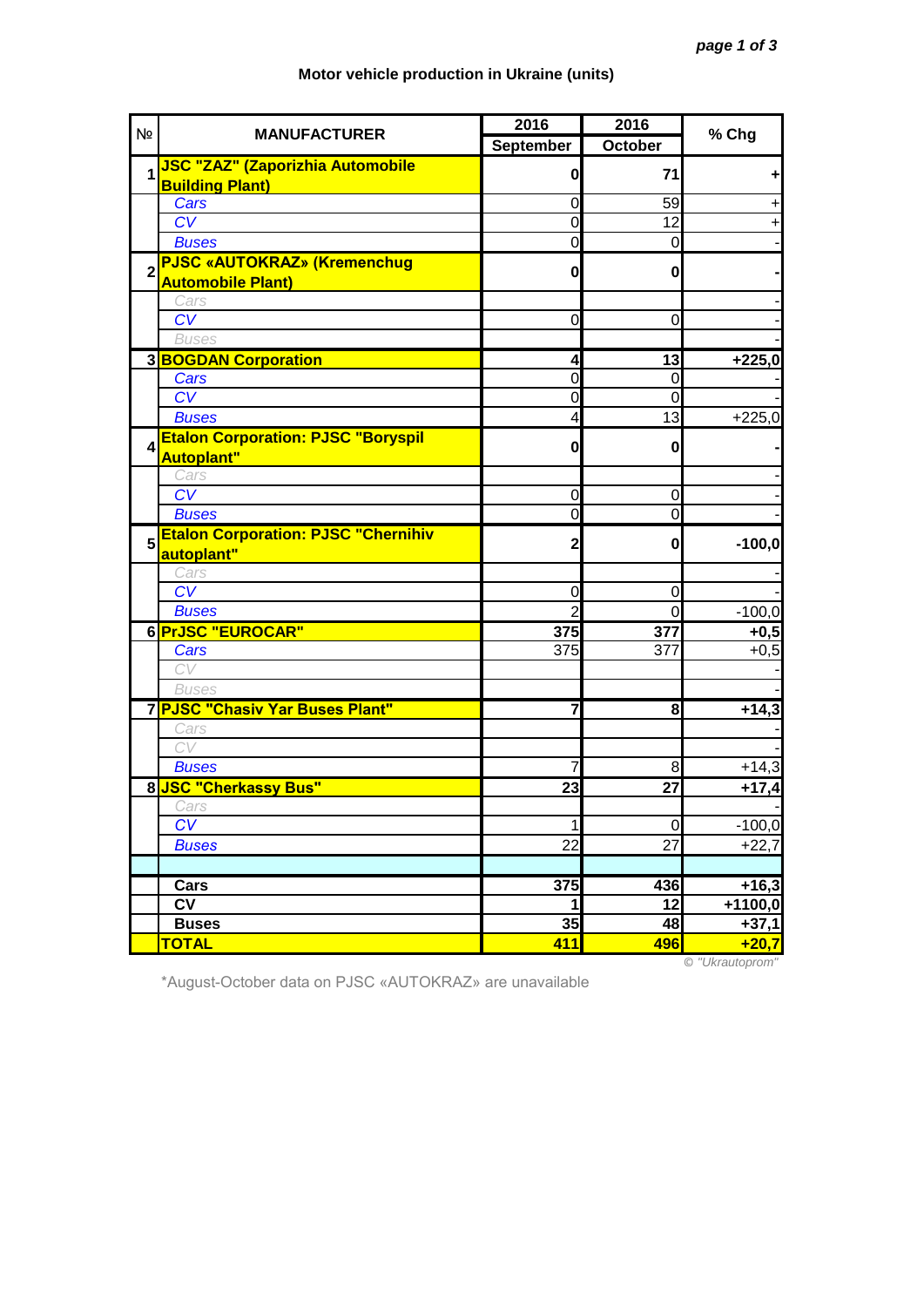# Motor vehicle production in Ukraine (units)

| № | MANUFACTURER | 2016 September | 2016 October | % Chg |
|---|---|---|---|---|
| 1 | **JSC "ZAZ" (Zaporizhia Automobile Building Plant)** | **0** | **71** | **+** |
| | *Cars* | 0 | 59 | + |
| | *CV* | 0 | 12 | + |
| | *Buses* | 0 | 0 | - |
| 2 | **PJSC «AUTOKRAZ» (Kremenchug Automobile Plant)** | **0** | **0** | **-** |
| | *Cars* | | | - |
| | *CV* | 0 | 0 | - |
| | *Buses* | | | - |
| 3 | **BOGDAN Corporation** | **4** | **13** | **+225,0** |
| | *Cars* | 0 | 0 | - |
| | *CV* | 0 | 0 | - |
| | *Buses* | 4 | 13 | +225,0 |
| 4 | **Etalon Corporation: PJSC "Boryspil Autoplant"** | **0** | **0** | **-** |
| | *Cars* | | | - |
| | *CV* | 0 | 0 | - |
| | *Buses* | 0 | 0 | - |
| 5 | **Etalon Corporation: PJSC "Chernihiv autoplant"** | **2** | **0** | **-100,0** |
| | *Cars* | | | - |
| | *CV* | 0 | 0 | - |
| | *Buses* | 2 | 0 | -100,0 |
| 6 | **PrJSC "EUROCAR"** | **375** | **377** | **+0,5** |
| | *Cars* | 375 | 377 | +0,5 |
| | *CV* | | | - |
| | *Buses* | | | - |
| 7 | **PJSC "Chasiv Yar Buses Plant"** | **7** | **8** | **+14,3** |
| | *Cars* | | | - |
| | *CV* | | | - |
| | *Buses* | 7 | 8 | +14,3 |
| 8 | **JSC "Cherkassy Bus"** | **23** | **27** | **+17,4** |
| | *Cars* | | | - |
| | *CV* | 1 | 0 | -100,0 |
| | *Buses* | 22 | 27 | +22,7 |
| | | | | |
| | **Cars** | **375** | **436** | **+16,3** |
| | **CV** | **1** | **12** | **+1100,0** |
| | **Buses** | **35** | **48** | **+37,1** |
| | **TOTAL** | **411** | **496** | **+20,7** |

*© "Ukrautoprom"*

*August-October data on PJSC «AUTOKRAZ» are unavailable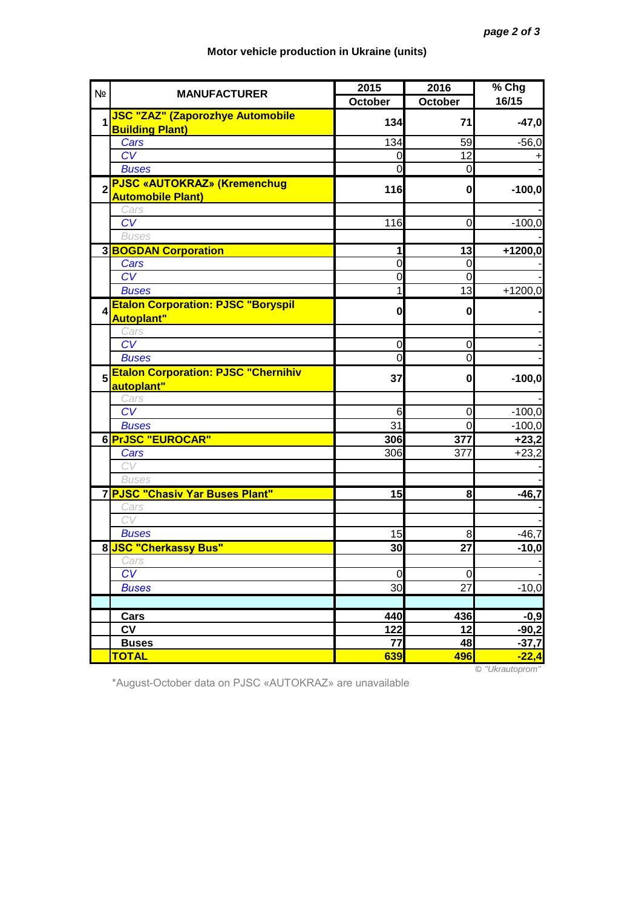## Motor vehicle production in Ukraine (units)

| № | MANUFACTURER | 2015 October | 2016 October | % Chg 16/15 |
|---|---|---|---|---|
| 1 | **JSC "ZAZ" (Zaporozhye Automobile Building Plant)** | **134** | **71** | **-47,0** |
| | *Cars* | 134 | 59 | -56,0 |
| | *CV* | 0 | 12 | + |
| | *Buses* | 0 | 0 | - |
| 2 | **PJSC «AUTOKRAZ» (Kremenchug Automobile Plant)** | **116** | **0** | **-100,0** |
| | *Cars* | | | - |
| | *CV* | 116 | 0 | -100,0 |
| | *Buses* | | | - |
| 3 | **BOGDAN Corporation** | **1** | **13** | **+1200,0** |
| | *Cars* | 0 | 0 | - |
| | *CV* | 0 | 0 | - |
| | *Buses* | 1 | 13 | +1200,0 |
| 4 | **Etalon Corporation: PJSC "Boryspil Autoplant"** | **0** | **0** | **-** |
| | *Cars* | | | - |
| | *CV* | 0 | 0 | - |
| | *Buses* | 0 | 0 | - |
| 5 | **Etalon Corporation: PJSC "Chernihiv autoplant"** | **37** | **0** | **-100,0** |
| | *Cars* | | | - |
| | *CV* | 6 | 0 | -100,0 |
| | *Buses* | 31 | 0 | -100,0 |
| 6 | **PrJSC "EUROCAR"** | **306** | **377** | **+23,2** |
| | *Cars* | 306 | 377 | +23,2 |
| | *CV* | | | - |
| | *Buses* | | | - |
| 7 | **PJSC "Chasiv Yar Buses Plant"** | **15** | **8** | **-46,7** |
| | *Cars* | | | - |
| | *CV* | | | - |
| | *Buses* | 15 | 8 | -46,7 |
| 8 | **JSC "Cherkassy Bus"** | **30** | **27** | **-10,0** |
| | *Cars* | | | - |
| | *CV* | 0 | 0 | - |
| | *Buses* | 30 | 27 | -10,0 |
| | | | | |
| | **Cars** | **440** | **436** | **-0,9** |
| | **CV** | **122** | **12** | **-90,2** |
| | **Buses** | **77** | **48** | **-37,7** |
| | **TOTAL** | **639** | **496** | **-22,4** |

*© "Ukrautoprom"*

*August-October data on PJSC «AUTOKRAZ» are unavailable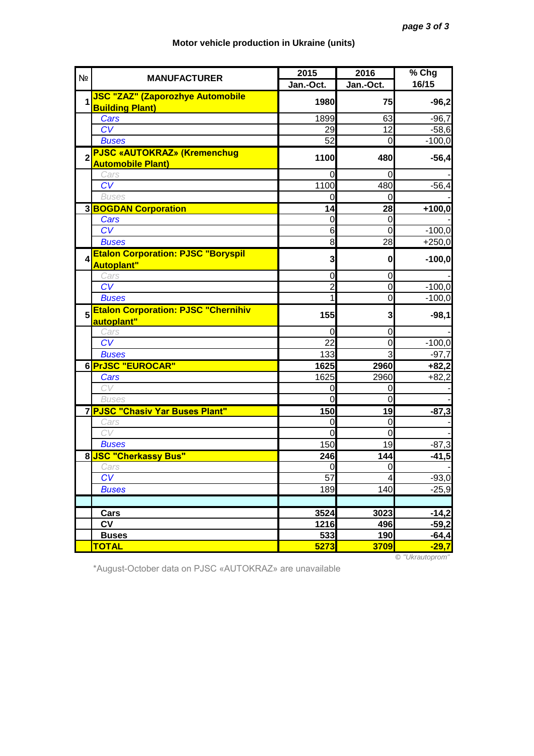**Motor vehicle production in Ukraine (units)**

| № | MANUFACTURER | 2015 Jan.-Oct. | 2016 Jan.-Oct. | % Chg 16/15 |
|---|---|---|---|---|
| 1 | **JSC "ZAZ" (Zaporozhye Automobile Building Plant)** | **1980** | **75** | **-96,2** |
| | *Cars* | 1899 | 63 | -96,7 |
| | *CV* | 29 | 12 | -58,6 |
| | *Buses* | 52 | 0 | -100,0 |
| 2 | **PJSC «AUTOKRAZ» (Kremenchug Automobile Plant)** | **1100** | **480** | **-56,4** |
| | *Cars* | 0 | 0 | - |
| | *CV* | 1100 | 480 | -56,4 |
| | *Buses* | 0 | 0 | - |
| 3 | **BOGDAN Corporation** | **14** | **28** | **+100,0** |
| | *Cars* | 0 | 0 | - |
| | *CV* | 6 | 0 | -100,0 |
| | *Buses* | 8 | 28 | +250,0 |
| 4 | **Etalon Corporation: PJSC "Boryspil Autoplant"** | **3** | **0** | **-100,0** |
| | *Cars* | 0 | 0 | - |
| | *CV* | 2 | 0 | -100,0 |
| | *Buses* | 1 | 0 | -100,0 |
| 5 | **Etalon Corporation: PJSC "Chernihiv autoplant"** | **155** | **3** | **-98,1** |
| | *Cars* | 0 | 0 | - |
| | *CV* | 22 | 0 | -100,0 |
| | *Buses* | 133 | 3 | -97,7 |
| 6 | **PrJSC "EUROCAR"** | **1625** | **2960** | **+82,2** |
| | *Cars* | 1625 | 2960 | +82,2 |
| | *CV* | 0 | 0 | - |
| | *Buses* | 0 | 0 | - |
| 7 | **PJSC "Chasiv Yar Buses Plant"** | **150** | **19** | **-87,3** |
| | *Cars* | 0 | 0 | - |
| | *CV* | 0 | 0 | - |
| | *Buses* | 150 | 19 | -87,3 |
| 8 | **JSC "Cherkassy Bus"** | **246** | **144** | **-41,5** |
| | *Cars* | 0 | 0 | - |
| | *CV* | 57 | 4 | -93,0 |
| | *Buses* | 189 | 140 | -25,9 |
| | | | | |
| | **Cars** | **3524** | **3023** | **-14,2** |
| | **CV** | **1216** | **496** | **-59,2** |
| | **Buses** | **533** | **190** | **-64,4** |
| | **TOTAL** | **5273** | **3709** | **-29,7** |

*© "Ukrautoprom"*

*August-October data on PJSC «AUTOKRAZ» are unavailable